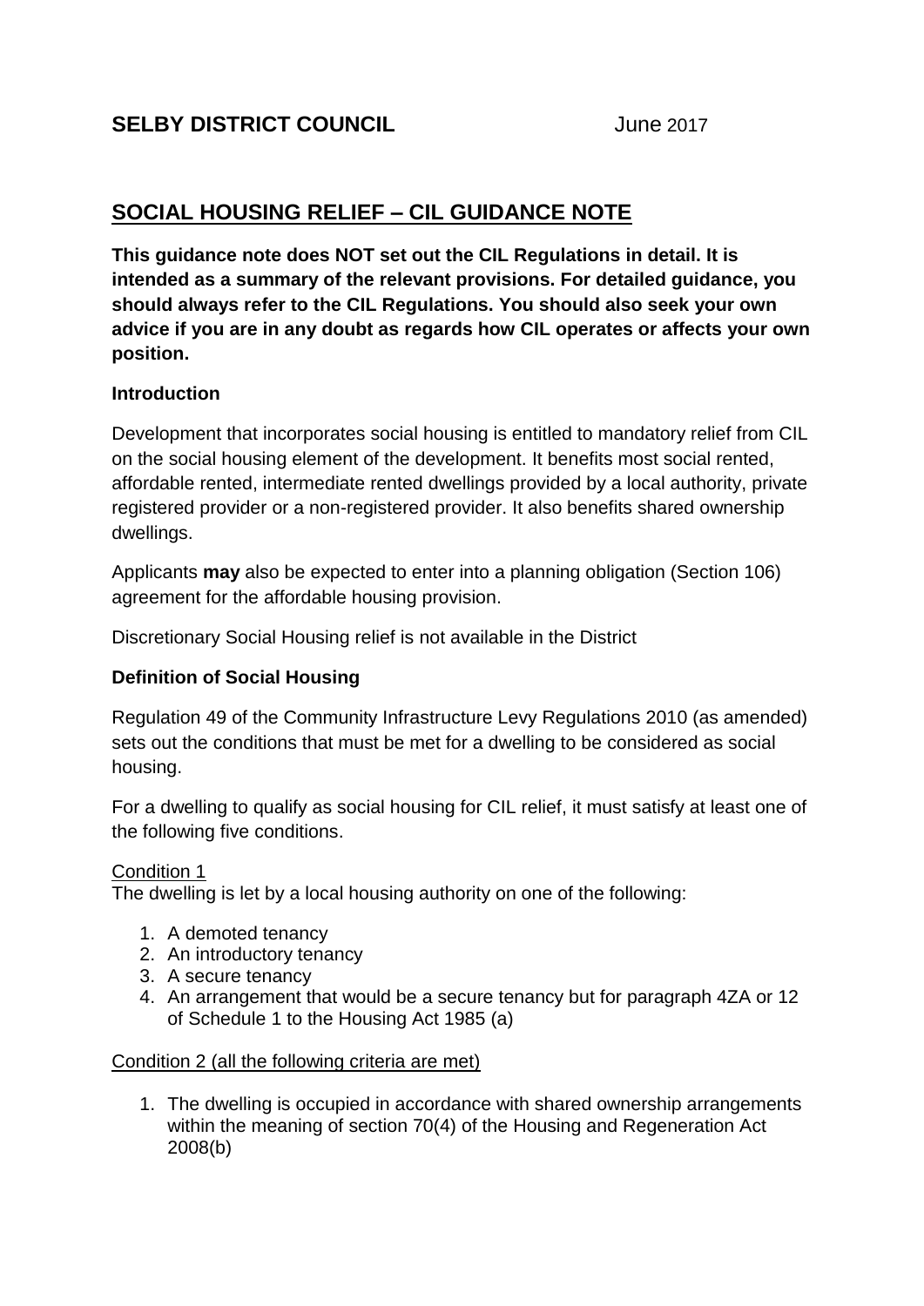**SELBY DISTRICT COUNCIL** June 2017

# SOCIAL HOUSING RELIEF – CIL GUIDANCE NOTE

**This guidance note does NOT set out the CIL Regulations in detail. It is intended as a summary of the relevant provisions. For detailed guidance, you should always refer to the CIL Regulations. You should also seek your own advice if you are in any doubt as regards how CIL operates or affects your own position.**

**Introduction**

Development that incorporates social housing is entitled to mandatory relief from CIL on the social housing element of the development. It benefits most social rented, affordable rented, intermediate rented dwellings provided by a local authority, private registered provider or a non-registered provider. It also benefits shared ownership dwellings.

Applicants **may** also be expected to enter into a planning obligation (Section 106) agreement for the affordable housing provision.

Discretionary Social Housing relief is not available in the District

**Definition of Social Housing**

Regulation 49 of the Community Infrastructure Levy Regulations 2010 (as amended) sets out the conditions that must be met for a dwelling to be considered as social housing.

For a dwelling to qualify as social housing for CIL relief, it must satisfy at least one of the following five conditions.

<u>Condition 1</u>
The dwelling is let by a local housing authority on one of the following:

1. A demoted tenancy
2. An introductory tenancy
3. A secure tenancy
4. An arrangement that would be a secure tenancy but for paragraph 4ZA or 12 of Schedule 1 to the Housing Act 1985 (a)

<u>Condition 2 (all the following criteria are met)</u>

1. The dwelling is occupied in accordance with shared ownership arrangements within the meaning of section 70(4) of the Housing and Regeneration Act 2008(b)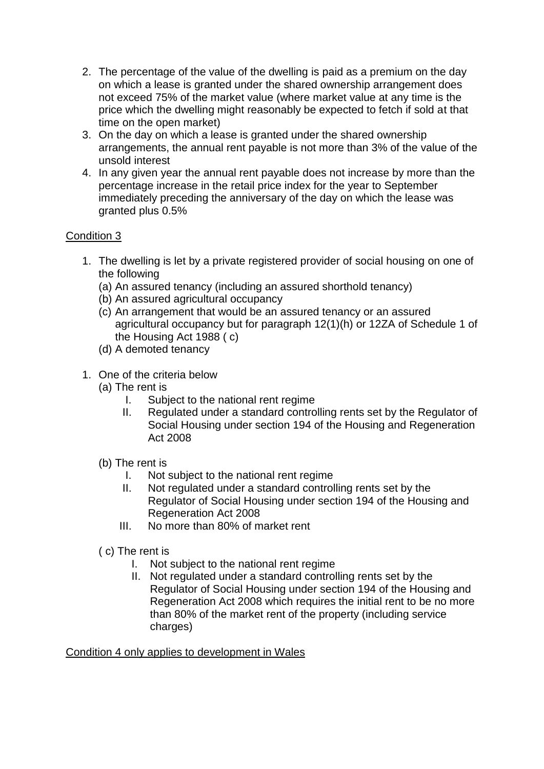2. The percentage of the value of the dwelling is paid as a premium on the day on which a lease is granted under the shared ownership arrangement does not exceed 75% of the market value (where market value at any time is the price which the dwelling might reasonably be expected to fetch if sold at that time on the open market)
3. On the day on which a lease is granted under the shared ownership arrangements, the annual rent payable is not more than 3% of the value of the unsold interest
4. In any given year the annual rent payable does not increase by more than the percentage increase in the retail price index for the year to September immediately preceding the anniversary of the day on which the lease was granted plus 0.5%

<u>Condition 3</u>

1. The dwelling is let by a private registered provider of social housing on one of the following
   (a) An assured tenancy (including an assured shorthold tenancy)
   (b) An assured agricultural occupancy
   (c) An arrangement that would be an assured tenancy or an assured agricultural occupancy but for paragraph 12(1)(h) or 12ZA of Schedule 1 of the Housing Act 1988 ( c)
   (d) A demoted tenancy

1. One of the criteria below
   (a) The rent is
      I. Subject to the national rent regime
      II. Regulated under a standard controlling rents set by the Regulator of Social Housing under section 194 of the Housing and Regeneration Act 2008

   (b) The rent is
      I. Not subject to the national rent regime
      II. Not regulated under a standard controlling rents set by the Regulator of Social Housing under section 194 of the Housing and Regeneration Act 2008
      III. No more than 80% of market rent

   ( c) The rent is
      I. Not subject to the national rent regime
      II. Not regulated under a standard controlling rents set by the Regulator of Social Housing under section 194 of the Housing and Regeneration Act 2008 which requires the initial rent to be no more than 80% of the market rent of the property (including service charges)

<u>Condition 4 only applies to development in Wales</u>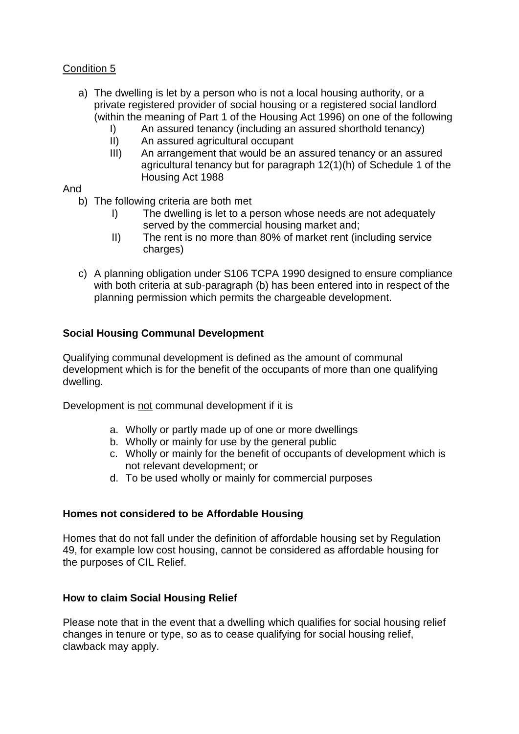Condition 5

a) The dwelling is let by a person who is not a local housing authority, or a private registered provider of social housing or a registered social landlord (within the meaning of Part 1 of the Housing Act 1996) on one of the following

   I) An assured tenancy (including an assured shorthold tenancy)
   II) An assured agricultural occupant
   III) An arrangement that would be an assured tenancy or an assured agricultural tenancy but for paragraph 12(1)(h) of Schedule 1 of the Housing Act 1988

And

b) The following criteria are both met

   I) The dwelling is let to a person whose needs are not adequately served by the commercial housing market and;
   II) The rent is no more than 80% of market rent (including service charges)

c) A planning obligation under S106 TCPA 1990 designed to ensure compliance with both criteria at sub-paragraph (b) has been entered into in respect of the planning permission which permits the chargeable development.

## Social Housing Communal Development

Qualifying communal development is defined as the amount of communal development which is for the benefit of the occupants of more than one qualifying dwelling.

Development is not communal development if it is

a. Wholly or partly made up of one or more dwellings
b. Wholly or mainly for use by the general public
c. Wholly or mainly for the benefit of occupants of development which is not relevant development; or
d. To be used wholly or mainly for commercial purposes

## Homes not considered to be Affordable Housing

Homes that do not fall under the definition of affordable housing set by Regulation 49, for example low cost housing, cannot be considered as affordable housing for the purposes of CIL Relief.

## How to claim Social Housing Relief

Please note that in the event that a dwelling which qualifies for social housing relief changes in tenure or type, so as to cease qualifying for social housing relief, clawback may apply.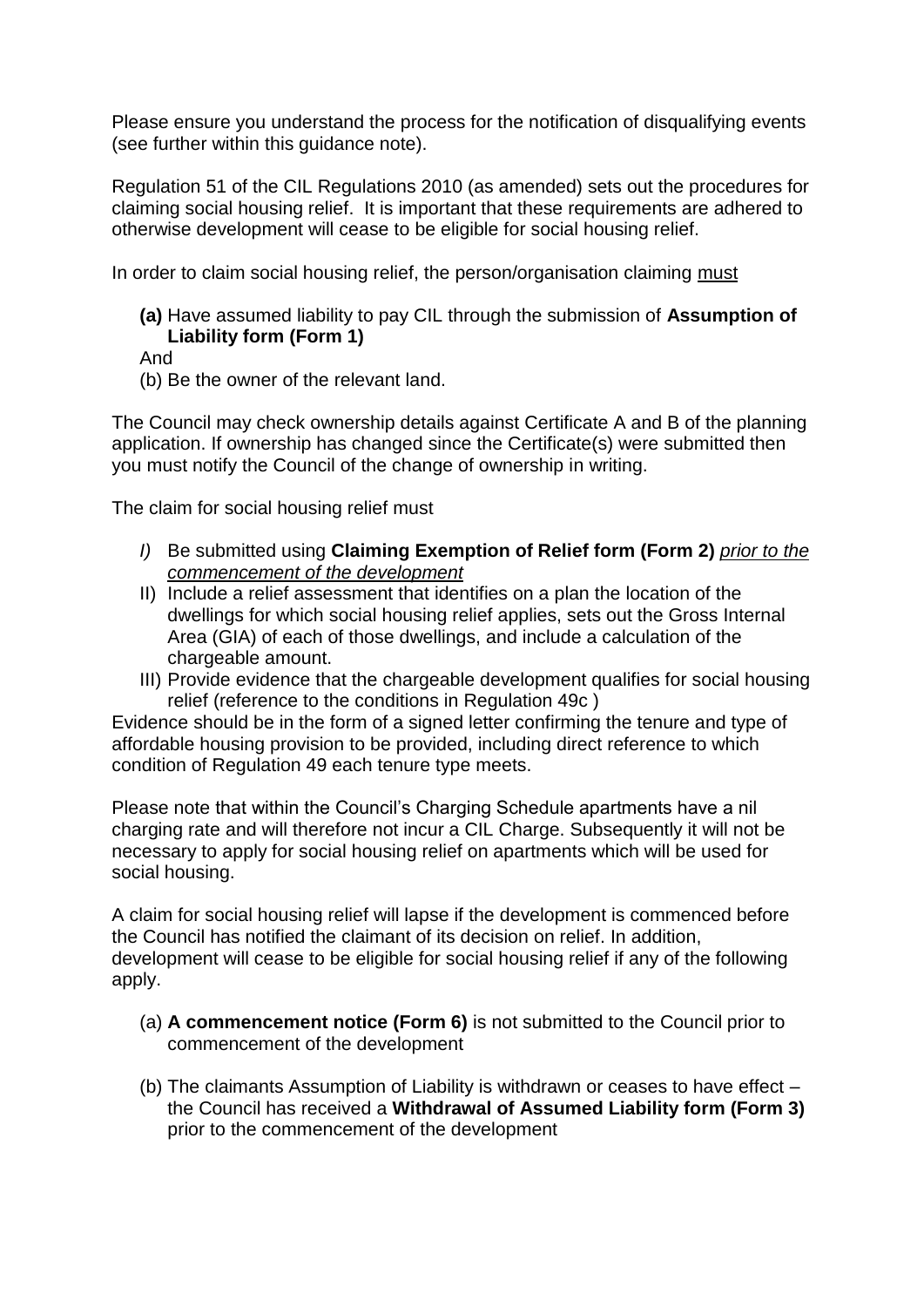Please ensure you understand the process for the notification of disqualifying events (see further within this guidance note).

Regulation 51 of the CIL Regulations 2010 (as amended) sets out the procedures for claiming social housing relief. It is important that these requirements are adhered to otherwise development will cease to be eligible for social housing relief.

In order to claim social housing relief, the person/organisation claiming <u>must</u>

- **(a)** Have assumed liability to pay CIL through the submission of **Assumption of Liability form (Form 1)**

And

- (b) Be the owner of the relevant land.

The Council may check ownership details against Certificate A and B of the planning application. If ownership has changed since the Certificate(s) were submitted then you must notify the Council of the change of ownership in writing.

The claim for social housing relief must

- *I)* Be submitted using **Claiming Exemption of Relief form (Form 2)** *<u>prior to the commencement of the development</u>*
- II) Include a relief assessment that identifies on a plan the location of the dwellings for which social housing relief applies, sets out the Gross Internal Area (GIA) of each of those dwellings, and include a calculation of the chargeable amount.
- III) Provide evidence that the chargeable development qualifies for social housing relief (reference to the conditions in Regulation 49c )

Evidence should be in the form of a signed letter confirming the tenure and type of affordable housing provision to be provided, including direct reference to which condition of Regulation 49 each tenure type meets.

Please note that within the Council's Charging Schedule apartments have a nil charging rate and will therefore not incur a CIL Charge. Subsequently it will not be necessary to apply for social housing relief on apartments which will be used for social housing.

A claim for social housing relief will lapse if the development is commenced before the Council has notified the claimant of its decision on relief. In addition, development will cease to be eligible for social housing relief if any of the following apply.

- (a) **A commencement notice (Form 6)** is not submitted to the Council prior to commencement of the development
- (b) The claimants Assumption of Liability is withdrawn or ceases to have effect – the Council has received a **Withdrawal of Assumed Liability form (Form 3)** prior to the commencement of the development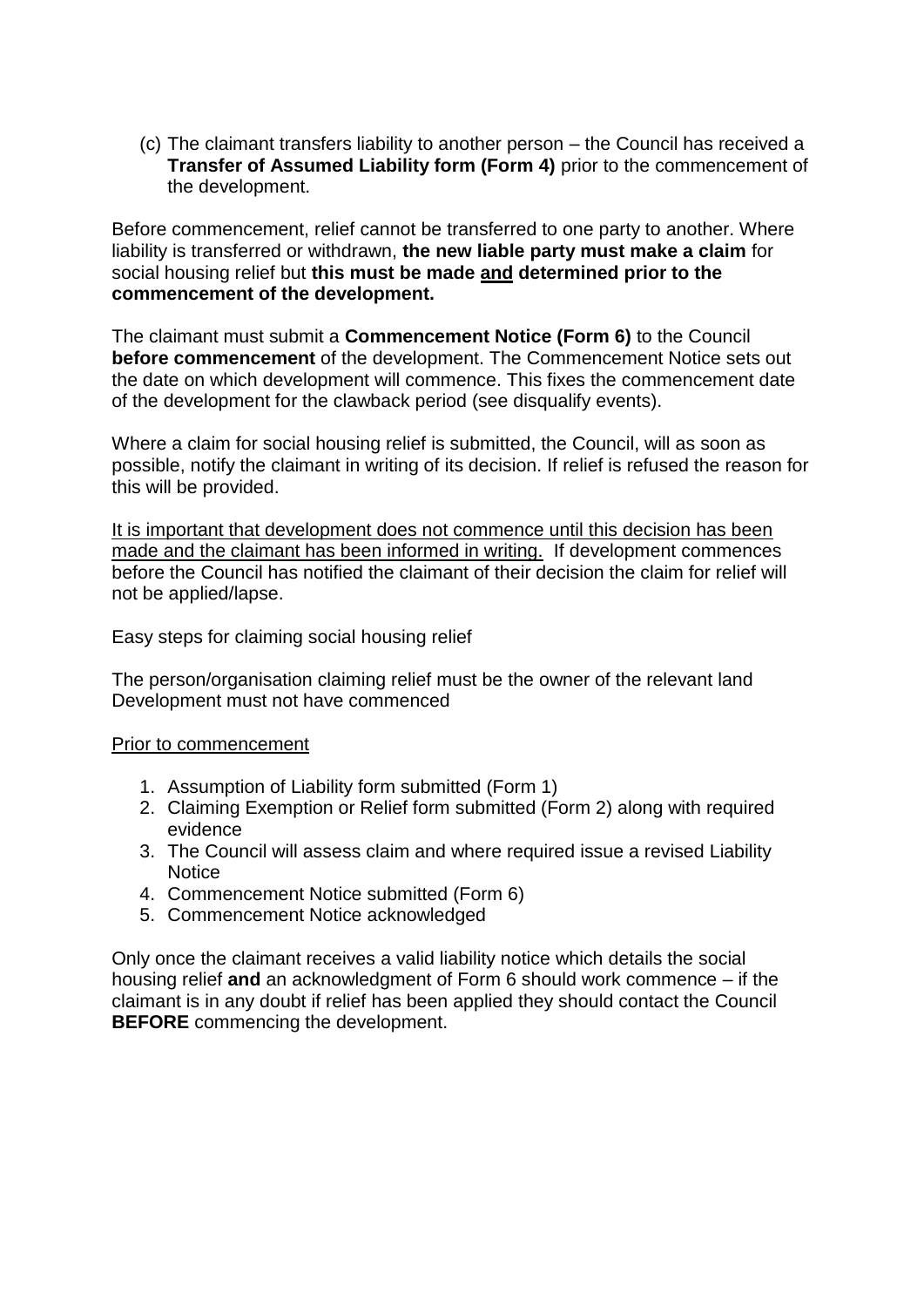(c) The claimant transfers liability to another person – the Council has received a **Transfer of Assumed Liability form (Form 4)** prior to the commencement of the development.

Before commencement, relief cannot be transferred to one party to another. Where liability is transferred or withdrawn, **the new liable party must make a claim** for social housing relief but **this must be made <u>and</u> determined prior to the commencement of the development.**

The claimant must submit a **Commencement Notice (Form 6)** to the Council **before commencement** of the development. The Commencement Notice sets out the date on which development will commence. This fixes the commencement date of the development for the clawback period (see disqualify events).

Where a claim for social housing relief is submitted, the Council, will as soon as possible, notify the claimant in writing of its decision. If relief is refused the reason for this will be provided.

<u>It is important that development does not commence until this decision has been made and the claimant has been informed in writing.</u> If development commences before the Council has notified the claimant of their decision the claim for relief will not be applied/lapse.

Easy steps for claiming social housing relief

The person/organisation claiming relief must be the owner of the relevant land
Development must not have commenced

<u>Prior to commencement</u>

1. Assumption of Liability form submitted (Form 1)
2. Claiming Exemption or Relief form submitted (Form 2) along with required evidence
3. The Council will assess claim and where required issue a revised Liability Notice
4. Commencement Notice submitted (Form 6)
5. Commencement Notice acknowledged

Only once the claimant receives a valid liability notice which details the social housing relief **and** an acknowledgment of Form 6 should work commence – if the claimant is in any doubt if relief has been applied they should contact the Council **BEFORE** commencing the development.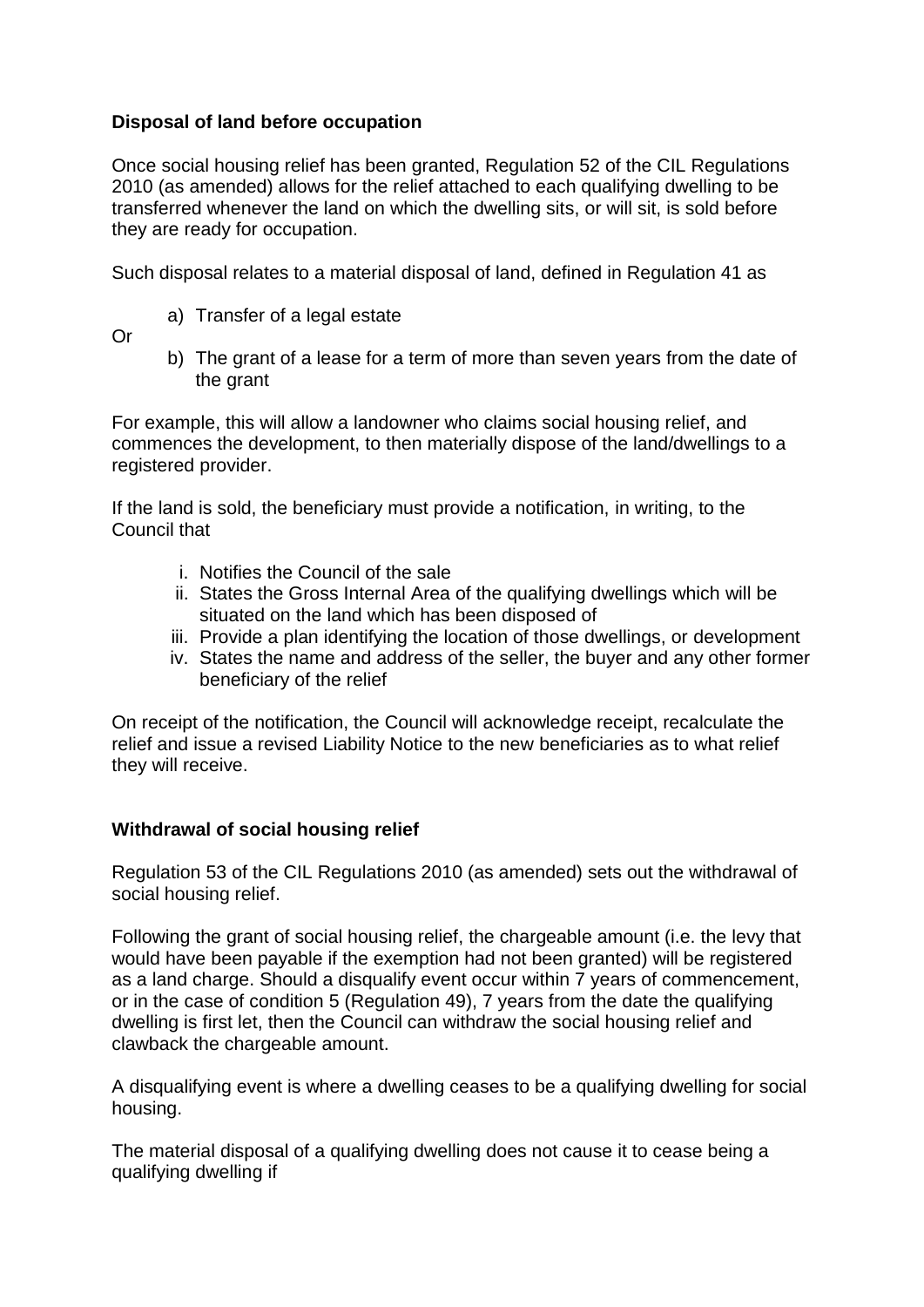**Disposal of land before occupation**

Once social housing relief has been granted, Regulation 52 of the CIL Regulations 2010 (as amended) allows for the relief attached to each qualifying dwelling to be transferred whenever the land on which the dwelling sits, or will sit, is sold before they are ready for occupation.

Such disposal relates to a material disposal of land, defined in Regulation 41 as

a) Transfer of a legal estate

Or

b) The grant of a lease for a term of more than seven years from the date of the grant

For example, this will allow a landowner who claims social housing relief, and commences the development, to then materially dispose of the land/dwellings to a registered provider.

If the land is sold, the beneficiary must provide a notification, in writing, to the Council that

i. Notifies the Council of the sale
ii. States the Gross Internal Area of the qualifying dwellings which will be situated on the land which has been disposed of
iii. Provide a plan identifying the location of those dwellings, or development
iv. States the name and address of the seller, the buyer and any other former beneficiary of the relief

On receipt of the notification, the Council will acknowledge receipt, recalculate the relief and issue a revised Liability Notice to the new beneficiaries as to what relief they will receive.

**Withdrawal of social housing relief**

Regulation 53 of the CIL Regulations 2010 (as amended) sets out the withdrawal of social housing relief.

Following the grant of social housing relief, the chargeable amount (i.e. the levy that would have been payable if the exemption had not been granted) will be registered as a land charge. Should a disqualify event occur within 7 years of commencement, or in the case of condition 5 (Regulation 49), 7 years from the date the qualifying dwelling is first let, then the Council can withdraw the social housing relief and clawback the chargeable amount.

A disqualifying event is where a dwelling ceases to be a qualifying dwelling for social housing.

The material disposal of a qualifying dwelling does not cause it to cease being a qualifying dwelling if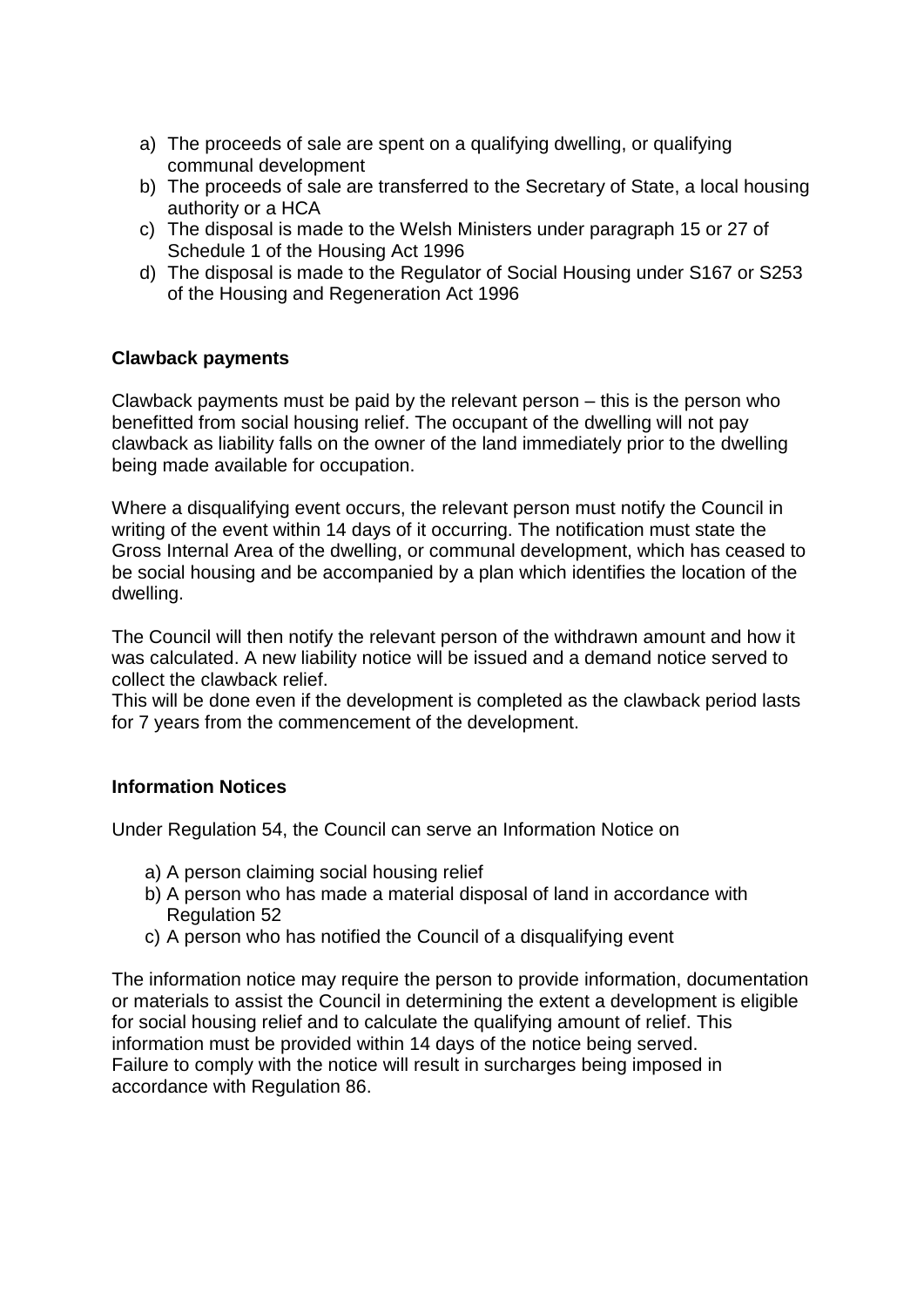a) The proceeds of sale are spent on a qualifying dwelling, or qualifying communal development
b) The proceeds of sale are transferred to the Secretary of State, a local housing authority or a HCA
c) The disposal is made to the Welsh Ministers under paragraph 15 or 27 of Schedule 1 of the Housing Act 1996
d) The disposal is made to the Regulator of Social Housing under S167 or S253 of the Housing and Regeneration Act 1996

**Clawback payments**

Clawback payments must be paid by the relevant person – this is the person who benefitted from social housing relief. The occupant of the dwelling will not pay clawback as liability falls on the owner of the land immediately prior to the dwelling being made available for occupation.

Where a disqualifying event occurs, the relevant person must notify the Council in writing of the event within 14 days of it occurring. The notification must state the Gross Internal Area of the dwelling, or communal development, which has ceased to be social housing and be accompanied by a plan which identifies the location of the dwelling.

The Council will then notify the relevant person of the withdrawn amount and how it was calculated. A new liability notice will be issued and a demand notice served to collect the clawback relief.
This will be done even if the development is completed as the clawback period lasts for 7 years from the commencement of the development.

**Information Notices**

Under Regulation 54, the Council can serve an Information Notice on

a) A person claiming social housing relief
b) A person who has made a material disposal of land in accordance with Regulation 52
c) A person who has notified the Council of a disqualifying event

The information notice may require the person to provide information, documentation or materials to assist the Council in determining the extent a development is eligible for social housing relief and to calculate the qualifying amount of relief. This information must be provided within 14 days of the notice being served.
Failure to comply with the notice will result in surcharges being imposed in accordance with Regulation 86.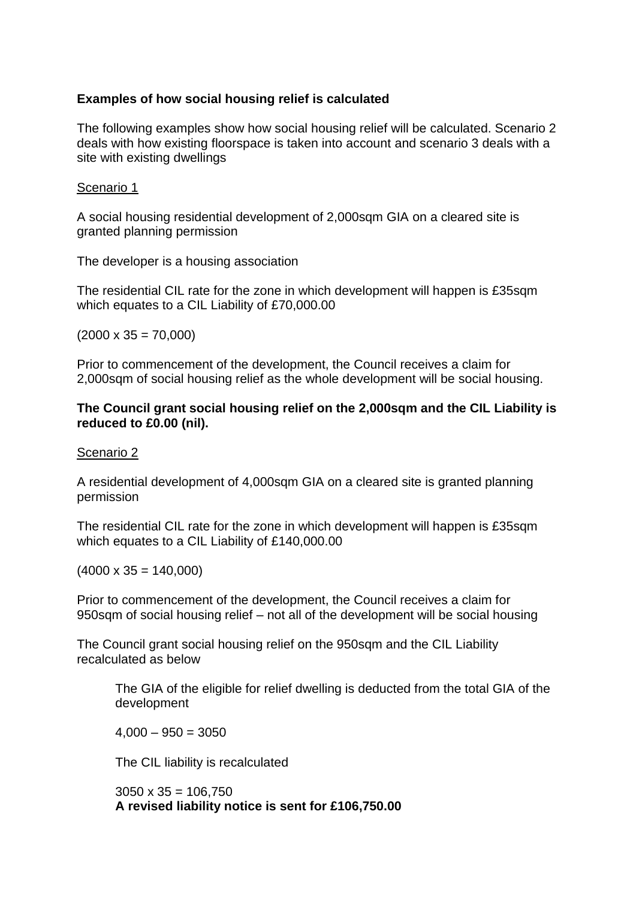**Examples of how social housing relief is calculated**

The following examples show how social housing relief will be calculated. Scenario 2 deals with how existing floorspace is taken into account and scenario 3 deals with a site with existing dwellings

Scenario 1

A social housing residential development of 2,000sqm GIA on a cleared site is granted planning permission

The developer is a housing association

The residential CIL rate for the zone in which development will happen is £35sqm which equates to a CIL Liability of £70,000.00

(2000 x 35 = 70,000)

Prior to commencement of the development, the Council receives a claim for 2,000sqm of social housing relief as the whole development will be social housing.

**The Council grant social housing relief on the 2,000sqm and the CIL Liability is reduced to £0.00 (nil).**

Scenario 2

A residential development of 4,000sqm GIA on a cleared site is granted planning permission

The residential CIL rate for the zone in which development will happen is £35sqm which equates to a CIL Liability of £140,000.00

(4000 x 35 = 140,000)

Prior to commencement of the development, the Council receives a claim for 950sqm of social housing relief – not all of the development will be social housing

The Council grant social housing relief on the 950sqm and the CIL Liability recalculated as below

> The GIA of the eligible for relief dwelling is deducted from the total GIA of the development
>
> 4,000 – 950 = 3050
>
> The CIL liability is recalculated
>
> 3050 x 35 = 106,750
> **A revised liability notice is sent for £106,750.00**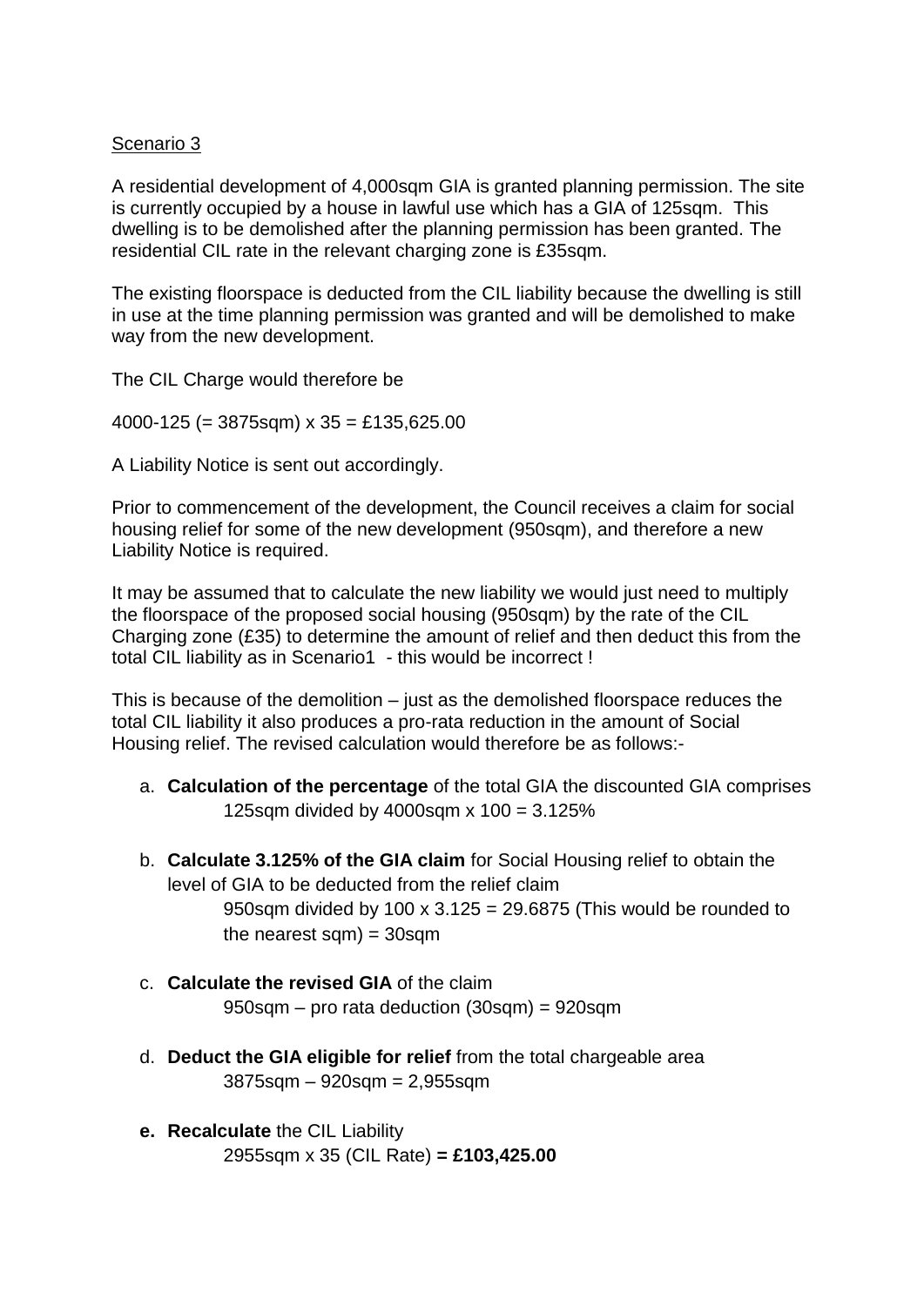Scenario 3

A residential development of 4,000sqm GIA is granted planning permission. The site is currently occupied by a house in lawful use which has a GIA of 125sqm. This dwelling is to be demolished after the planning permission has been granted. The residential CIL rate in the relevant charging zone is £35sqm.

The existing floorspace is deducted from the CIL liability because the dwelling is still in use at the time planning permission was granted and will be demolished to make way from the new development.

The CIL Charge would therefore be

4000-125 (= 3875sqm) x 35 = £135,625.00

A Liability Notice is sent out accordingly.

Prior to commencement of the development, the Council receives a claim for social housing relief for some of the new development (950sqm), and therefore a new Liability Notice is required.

It may be assumed that to calculate the new liability we would just need to multiply the floorspace of the proposed social housing (950sqm) by the rate of the CIL Charging zone (£35) to determine the amount of relief and then deduct this from the total CIL liability as in Scenario1 - this would be incorrect !

This is because of the demolition – just as the demolished floorspace reduces the total CIL liability it also produces a pro-rata reduction in the amount of Social Housing relief. The revised calculation would therefore be as follows:-

a. **Calculation of the percentage** of the total GIA the discounted GIA comprises
   125sqm divided by 4000sqm x 100 = 3.125%

b. **Calculate 3.125% of the GIA claim** for Social Housing relief to obtain the level of GIA to be deducted from the relief claim
   950sqm divided by 100 x 3.125 = 29.6875 (This would be rounded to the nearest sqm) = 30sqm

c. **Calculate the revised GIA** of the claim
   950sqm – pro rata deduction (30sqm) = 920sqm

d. **Deduct the GIA eligible for relief** from the total chargeable area
   3875sqm – 920sqm = 2,955sqm

e. **Recalculate** the CIL Liability
   2955sqm x 35 (CIL Rate) **= £103,425.00**